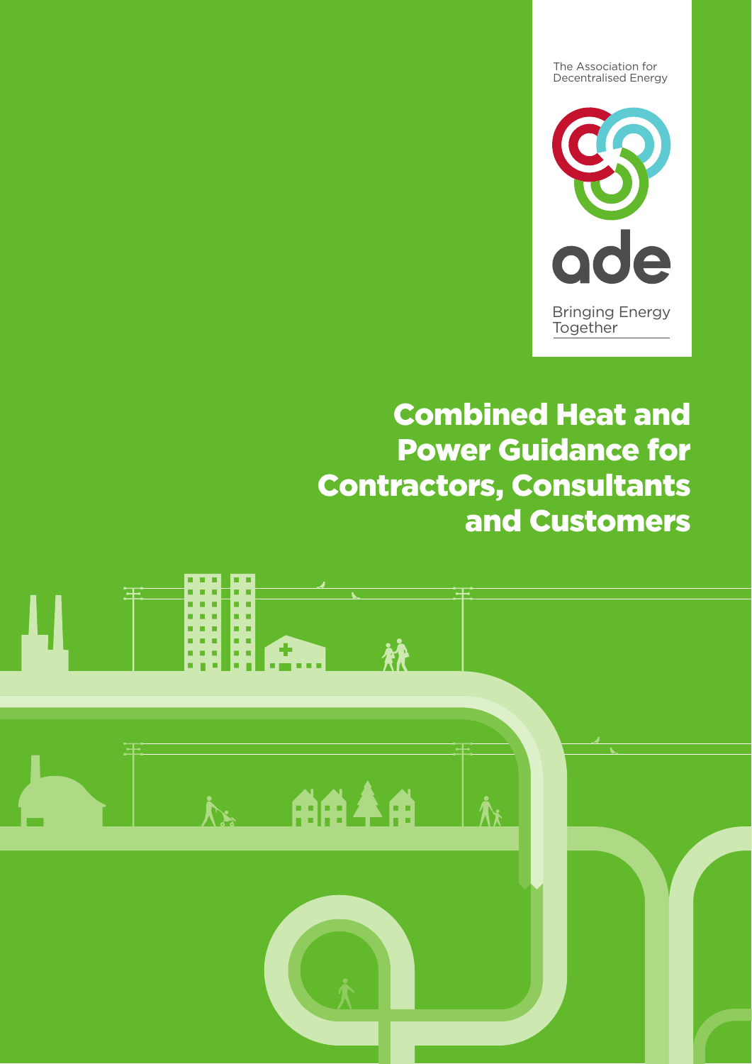The Association for Decentralised Energy

ade

Bringing Energy Together

# Combined Heat and Power Guidance for Contractors, Consultants and Customers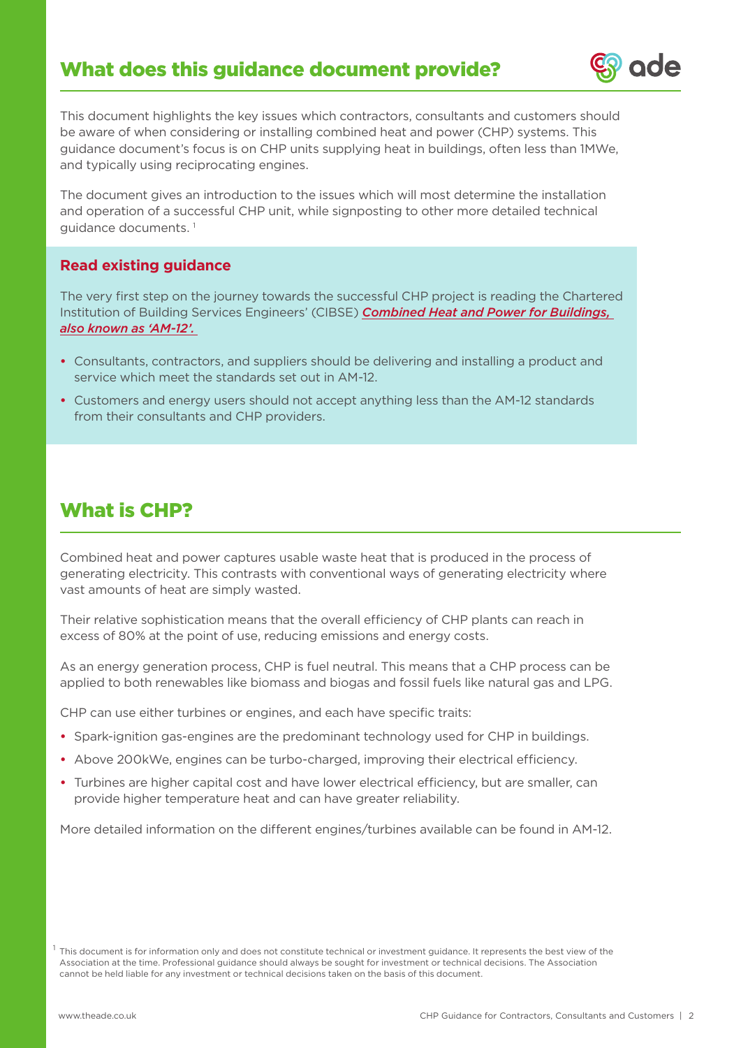## What does this guidance document provide?

This document highlights the key issues which contractors, consultants and customers should be aware of when considering or installing combined heat and power (CHP) systems. This guidance document's focus is on CHP units supplying heat in buildings, often less than 1MWe, and typically using reciprocating engines.

The document gives an introduction to the issues which will most determine the installation and operation of a successful CHP unit, while signposting to other more detailed technical guidance documents. [1]

### Read existing guidance

The very first step on the journey towards the successful CHP project is reading the Chartered Institution of Building Services Engineers' (CIBSE) ***Combined Heat and Power for Buildings, also known as 'AM-12'.***

- Consultants, contractors, and suppliers should be delivering and installing a product and service which meet the standards set out in AM-12.
- Customers and energy users should not accept anything less than the AM-12 standards from their consultants and CHP providers.

## What is CHP?

Combined heat and power captures usable waste heat that is produced in the process of generating electricity. This contrasts with conventional ways of generating electricity where vast amounts of heat are simply wasted.

Their relative sophistication means that the overall efficiency of CHP plants can reach in excess of 80% at the point of use, reducing emissions and energy costs.

As an energy generation process, CHP is fuel neutral. This means that a CHP process can be applied to both renewables like biomass and biogas and fossil fuels like natural gas and LPG.

CHP can use either turbines or engines, and each have specific traits:

- Spark-ignition gas-engines are the predominant technology used for CHP in buildings.
- Above 200kWe, engines can be turbo-charged, improving their electrical efficiency.
- Turbines are higher capital cost and have lower electrical efficiency, but are smaller, can provide higher temperature heat and can have greater reliability.

More detailed information on the different engines/turbines available can be found in AM-12.

[1] This document is for information only and does not constitute technical or investment guidance. It represents the best view of the Association at the time. Professional guidance should always be sought for investment or technical decisions. The Association cannot be held liable for any investment or technical decisions taken on the basis of this document.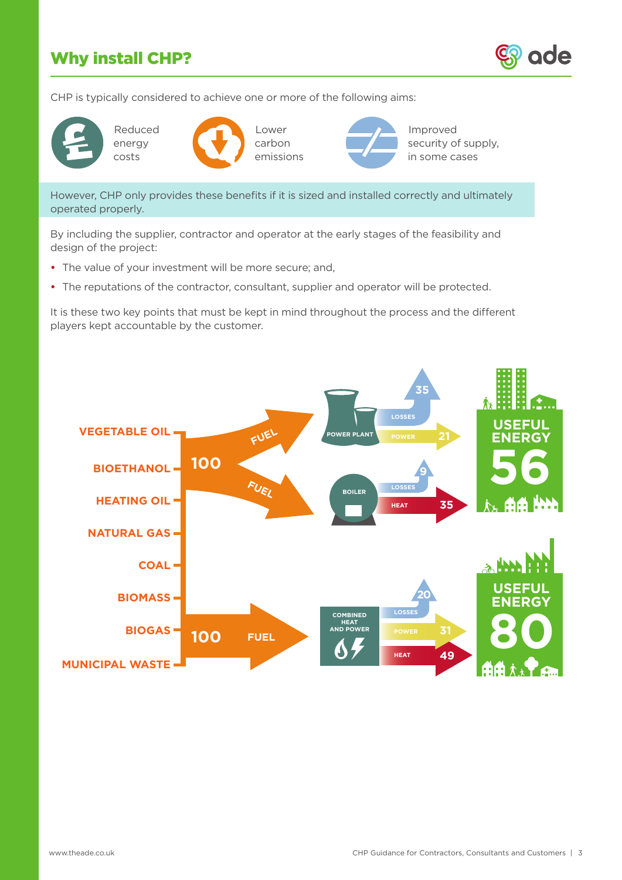## Why install CHP?

CHP is typically considered to achieve one or more of the following aims:

- Reduced energy costs
- Lower carbon emissions
- Improved security of supply, in some cases

However, CHP only provides these benefits if it is sized and installed correctly and ultimately operated properly.

By including the supplier, contractor and operator at the early stages of the feasibility and design of the project:

- The value of your investment will be more secure; and,
- The reputations of the contractor, consultant, supplier and operator will be protected.

It is these two key points that must be kept in mind throughout the process and the different players kept accountable by the customer.

VEGETABLE OIL
BIOETHANOL
HEATING OIL
NATURAL GAS
COAL
BIOMASS
BIOGAS
MUNICIPAL WASTE

100 FUEL → POWER PLANT: LOSSES 35, POWER 21
FUEL → BOILER: LOSSES 9, HEAT 35

USEFUL ENERGY 56

100 FUEL → COMBINED HEAT AND POWER: LOSSES 20, POWER 31, HEAT 49

USEFUL ENERGY 80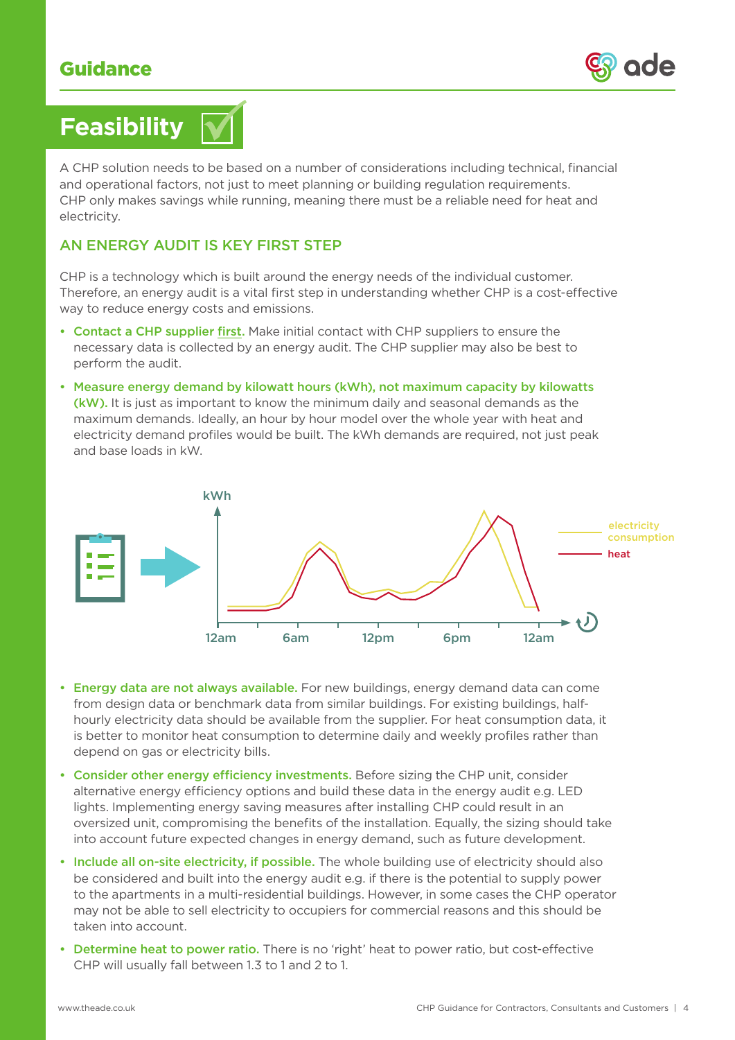## Guidance

# Feasibility

A CHP solution needs to be based on a number of considerations including technical, financial and operational factors, not just to meet planning or building regulation requirements. CHP only makes savings while running, meaning there must be a reliable need for heat and electricity.

### AN ENERGY AUDIT IS KEY FIRST STEP

CHP is a technology which is built around the energy needs of the individual customer. Therefore, an energy audit is a vital first step in understanding whether CHP is a cost-effective way to reduce energy costs and emissions.

- **Contact a CHP supplier first.** Make initial contact with CHP suppliers to ensure the necessary data is collected by an energy audit. The CHP supplier may also be best to perform the audit.
- **Measure energy demand by kilowatt hours (kWh), not maximum capacity by kilowatts (kW).** It is just as important to know the minimum daily and seasonal demands as the maximum demands. Ideally, an hour by hour model over the whole year with heat and electricity demand profiles would be built. The kWh demands are required, not just peak and base loads in kW.

- **Energy data are not always available.** For new buildings, energy demand data can come from design data or benchmark data from similar buildings. For existing buildings, half-hourly electricity data should be available from the supplier. For heat consumption data, it is better to monitor heat consumption to determine daily and weekly profiles rather than depend on gas or electricity bills.
- **Consider other energy efficiency investments.** Before sizing the CHP unit, consider alternative energy efficiency options and build these data in the energy audit e.g. LED lights. Implementing energy saving measures after installing CHP could result in an oversized unit, compromising the benefits of the installation. Equally, the sizing should take into account future expected changes in energy demand, such as future development.
- **Include all on-site electricity, if possible.** The whole building use of electricity should also be considered and built into the energy audit e.g. if there is the potential to supply power to the apartments in a multi-residential buildings. However, in some cases the CHP operator may not be able to sell electricity to occupiers for commercial reasons and this should be taken into account.
- **Determine heat to power ratio.** There is no 'right' heat to power ratio, but cost-effective CHP will usually fall between 1.3 to 1 and 2 to 1.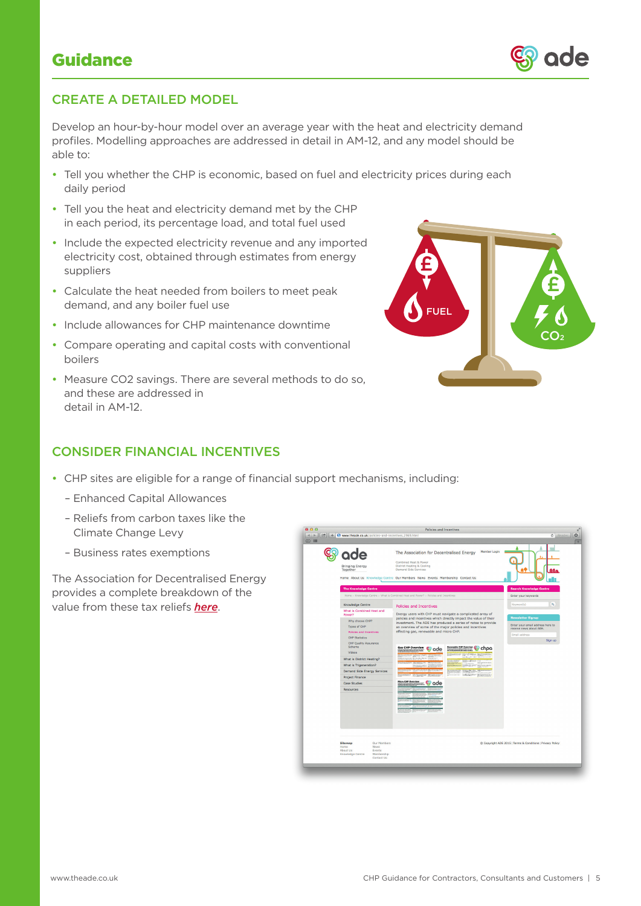# Guidance

## CREATE A DETAILED MODEL

Develop an hour-by-hour model over an average year with the heat and electricity demand profiles. Modelling approaches are addressed in detail in AM-12, and any model should be able to:

- Tell you whether the CHP is economic, based on fuel and electricity prices during each daily period
- Tell you the heat and electricity demand met by the CHP in each period, its percentage load, and total fuel used
- Include the expected electricity revenue and any imported electricity cost, obtained through estimates from energy suppliers
- Calculate the heat needed from boilers to meet peak demand, and any boiler fuel use
- Include allowances for CHP maintenance downtime
- Compare operating and capital costs with conventional boilers
- Measure CO2 savings. There are several methods to do so, and these are addressed in detail in AM-12.

## CONSIDER FINANCIAL INCENTIVES

- CHP sites are eligible for a range of financial support mechanisms, including:
  - Enhanced Capital Allowances
  - Reliefs from carbon taxes like the Climate Change Levy
  - Business rates exemptions

The Association for Decentralised Energy provides a complete breakdown of the value from these tax reliefs ***here***.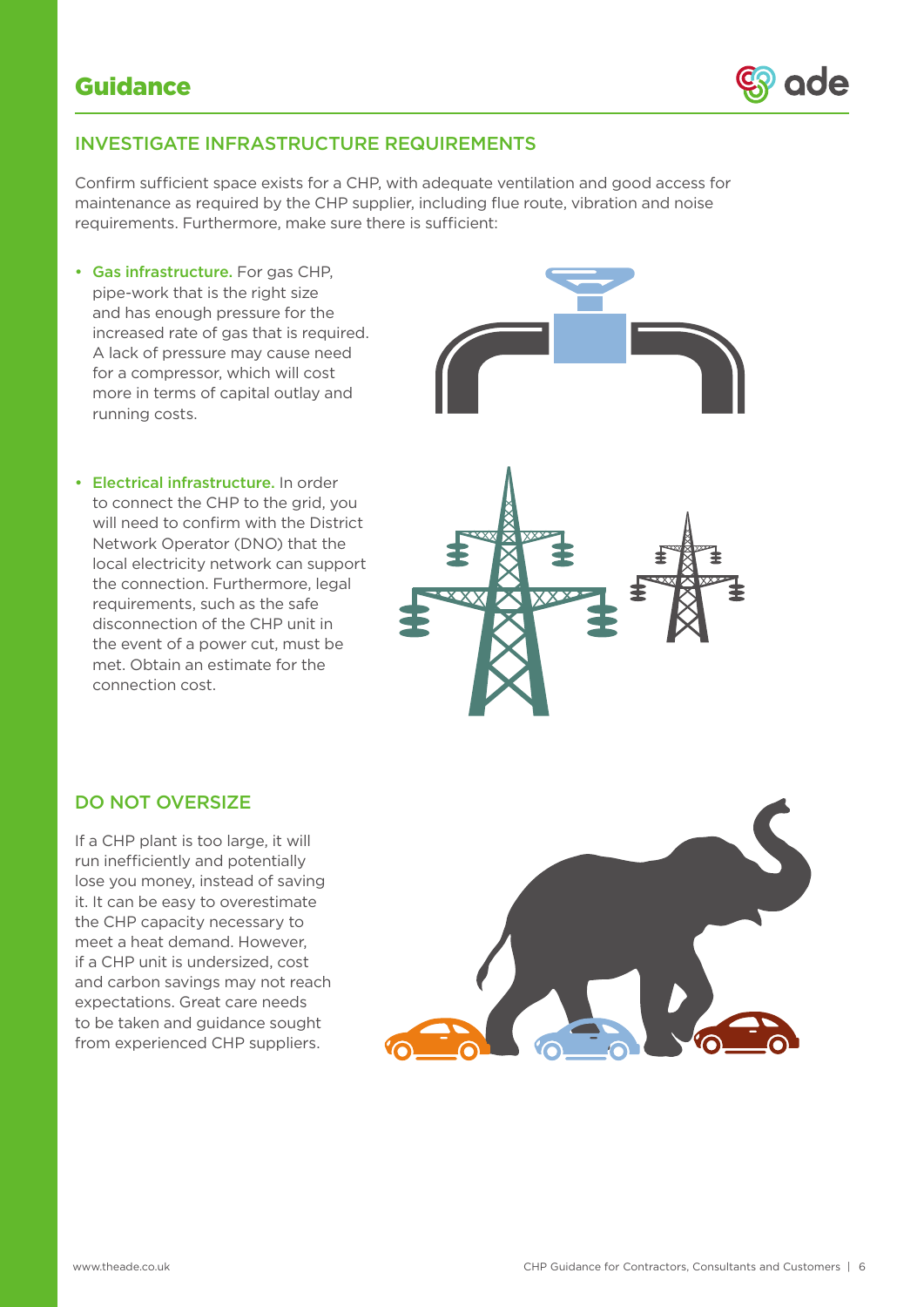## INVESTIGATE INFRASTRUCTURE REQUIREMENTS

Confirm sufficient space exists for a CHP, with adequate ventilation and good access for maintenance as required by the CHP supplier, including flue route, vibration and noise requirements. Furthermore, make sure there is sufficient:

- **Gas infrastructure.** For gas CHP, pipe-work that is the right size and has enough pressure for the increased rate of gas that is required. A lack of pressure may cause need for a compressor, which will cost more in terms of capital outlay and running costs.
- **Electrical infrastructure.** In order to connect the CHP to the grid, you will need to confirm with the District Network Operator (DNO) that the local electricity network can support the connection. Furthermore, legal requirements, such as the safe disconnection of the CHP unit in the event of a power cut, must be met. Obtain an estimate for the connection cost.

## DO NOT OVERSIZE

If a CHP plant is too large, it will run inefficiently and potentially lose you money, instead of saving it. It can be easy to overestimate the CHP capacity necessary to meet a heat demand. However, if a CHP unit is undersized, cost and carbon savings may not reach expectations. Great care needs to be taken and guidance sought from experienced CHP suppliers.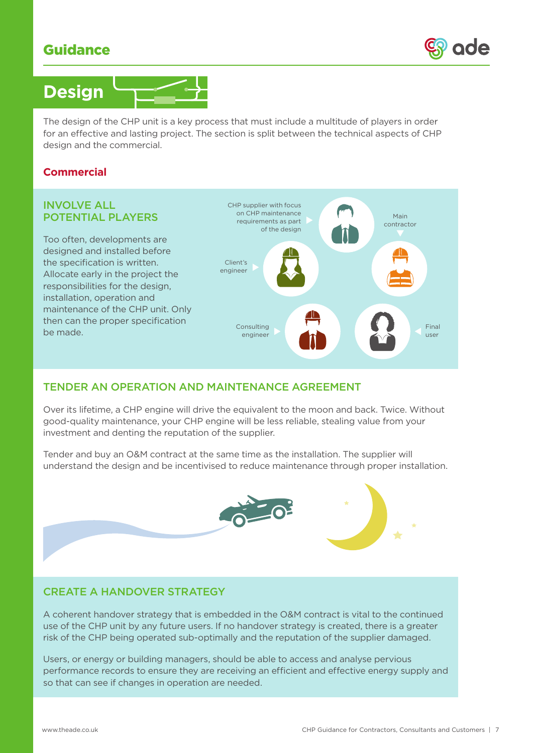# Design

The design of the CHP unit is a key process that must include a multitude of players in order for an effective and lasting project. The section is split between the technical aspects of CHP design and the commercial.

## Commercial

### INVOLVE ALL POTENTIAL PLAYERS

Too often, developments are designed and installed before the specification is written. Allocate early in the project the responsibilities for the design, installation, operation and maintenance of the CHP unit. Only then can the proper specification be made.

CHP supplier with focus on CHP maintenance requirements as part of the design

Main contractor

Client's engineer

Consulting engineer

Final user

### TENDER AN OPERATION AND MAINTENANCE AGREEMENT

Over its lifetime, a CHP engine will drive the equivalent to the moon and back. Twice. Without good-quality maintenance, your CHP engine will be less reliable, stealing value from your investment and denting the reputation of the supplier.

Tender and buy an O&M contract at the same time as the installation. The supplier will understand the design and be incentivised to reduce maintenance through proper installation.

### CREATE A HANDOVER STRATEGY

A coherent handover strategy that is embedded in the O&M contract is vital to the continued use of the CHP unit by any future users. If no handover strategy is created, there is a greater risk of the CHP being operated sub-optimally and the reputation of the supplier damaged.

Users, or energy or building managers, should be able to access and analyse pervious performance records to ensure they are receiving an efficient and effective energy supply and so that can see if changes in operation are needed.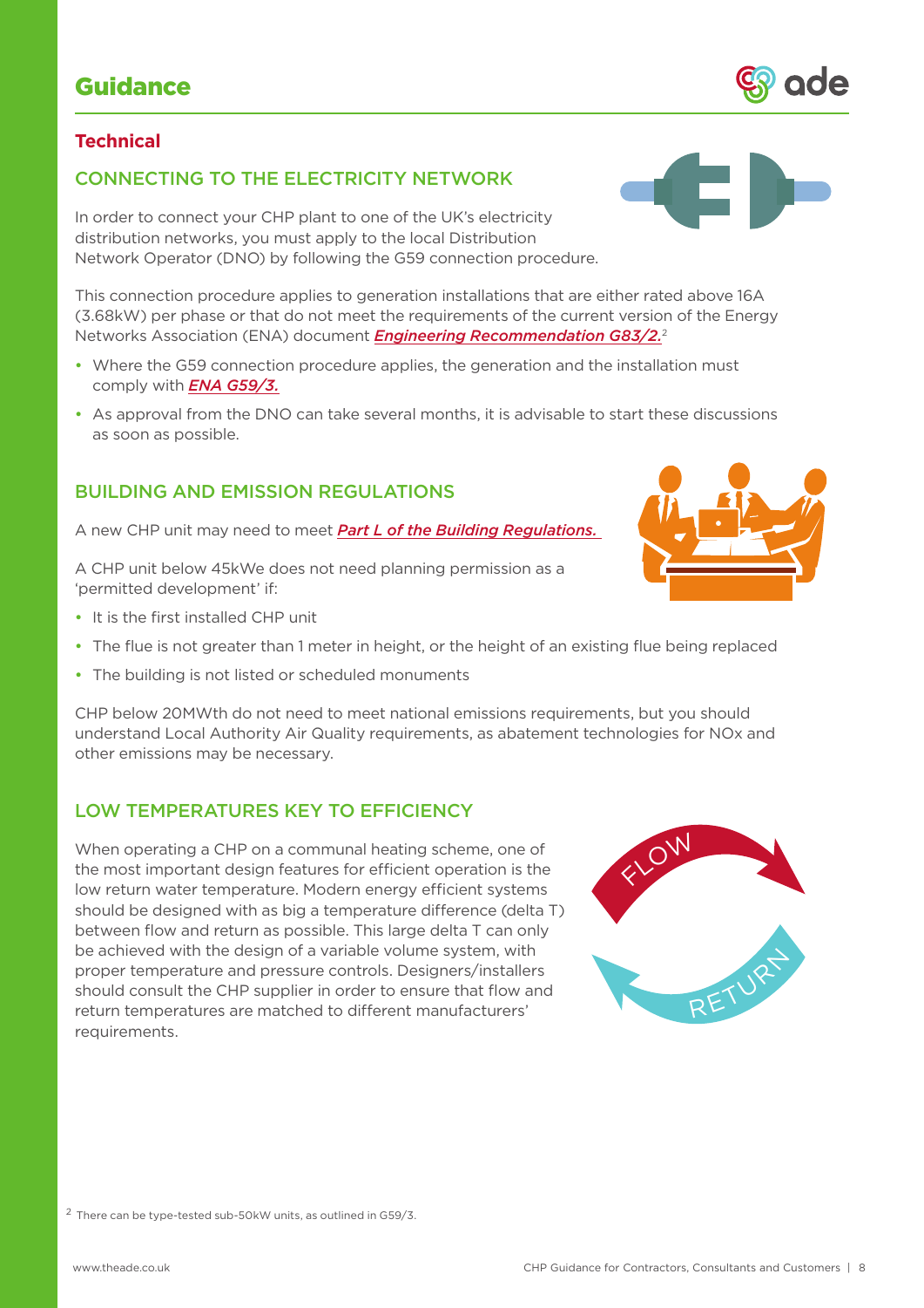# Guidance

## Technical

### CONNECTING TO THE ELECTRICITY NETWORK

In order to connect your CHP plant to one of the UK's electricity distribution networks, you must apply to the local Distribution Network Operator (DNO) by following the G59 connection procedure.

This connection procedure applies to generation installations that are either rated above 16A (3.68kW) per phase or that do not meet the requirements of the current version of the Energy Networks Association (ENA) document ***Engineering Recommendation G83/2.***[2]

- Where the G59 connection procedure applies, the generation and the installation must comply with ***ENA G59/3.***
- As approval from the DNO can take several months, it is advisable to start these discussions as soon as possible.

### BUILDING AND EMISSION REGULATIONS

A new CHP unit may need to meet ***Part L of the Building Regulations.***

A CHP unit below 45kWe does not need planning permission as a 'permitted development' if:

- It is the first installed CHP unit
- The flue is not greater than 1 meter in height, or the height of an existing flue being replaced
- The building is not listed or scheduled monuments

CHP below 20MWth do not need to meet national emissions requirements, but you should understand Local Authority Air Quality requirements, as abatement technologies for NOx and other emissions may be necessary.

### LOW TEMPERATURES KEY TO EFFICIENCY

When operating a CHP on a communal heating scheme, one of the most important design features for efficient operation is the low return water temperature. Modern energy efficient systems should be designed with as big a temperature difference (delta T) between flow and return as possible. This large delta T can only be achieved with the design of a variable volume system, with proper temperature and pressure controls. Designers/installers should consult the CHP supplier in order to ensure that flow and return temperatures are matched to different manufacturers' requirements.

[2] There can be type-tested sub-50kW units, as outlined in G59/3.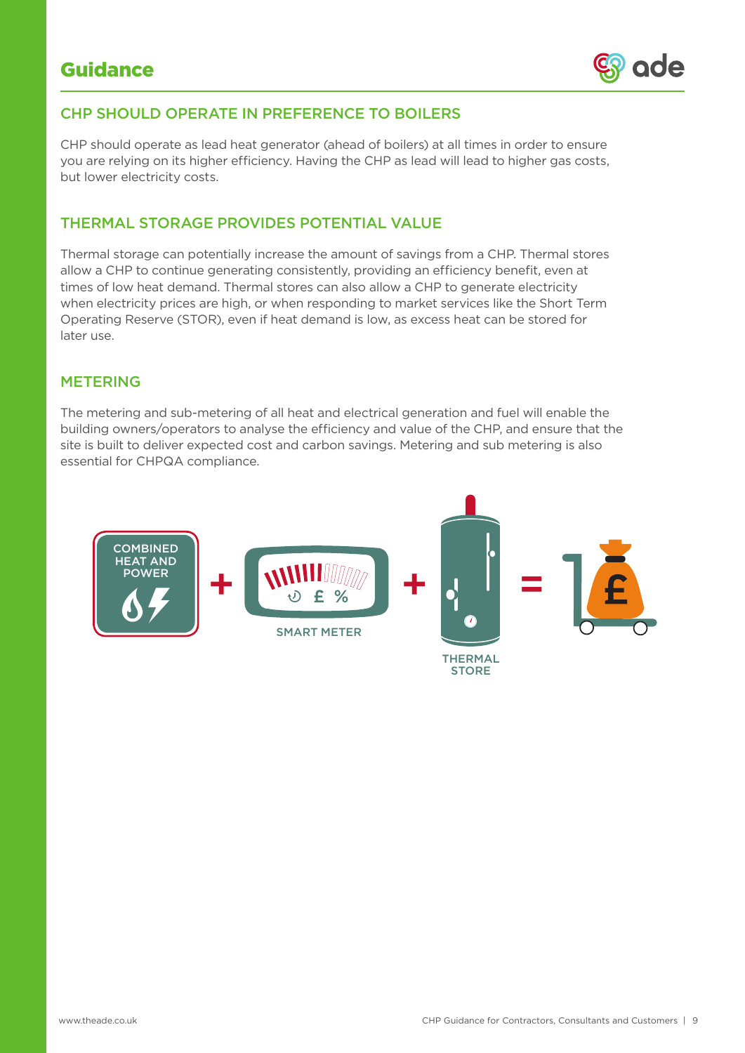# Guidance

## CHP SHOULD OPERATE IN PREFERENCE TO BOILERS

CHP should operate as lead heat generator (ahead of boilers) at all times in order to ensure you are relying on its higher efficiency. Having the CHP as lead will lead to higher gas costs, but lower electricity costs.

## THERMAL STORAGE PROVIDES POTENTIAL VALUE

Thermal storage can potentially increase the amount of savings from a CHP. Thermal stores allow a CHP to continue generating consistently, providing an efficiency benefit, even at times of low heat demand. Thermal stores can also allow a CHP to generate electricity when electricity prices are high, or when responding to market services like the Short Term Operating Reserve (STOR), even if heat demand is low, as excess heat can be stored for later use.

## METERING

The metering and sub-metering of all heat and electrical generation and fuel will enable the building owners/operators to analyse the efficiency and value of the CHP, and ensure that the site is built to deliver expected cost and carbon savings. Metering and sub metering is also essential for CHPQA compliance.

COMBINED HEAT AND POWER + SMART METER + THERMAL STORE = £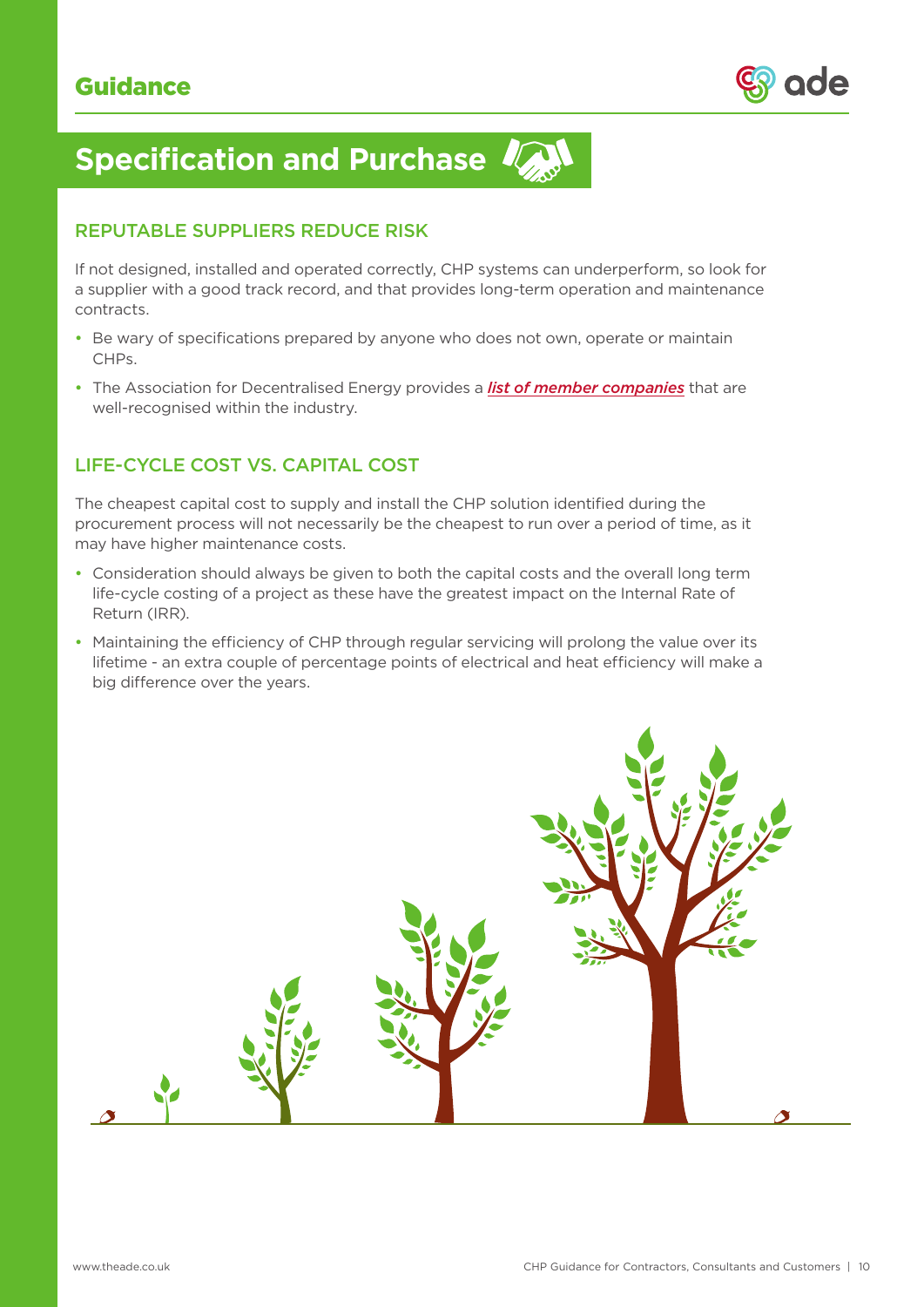## Specification and Purchase

### REPUTABLE SUPPLIERS REDUCE RISK

If not designed, installed and operated correctly, CHP systems can underperform, so look for a supplier with a good track record, and that provides long-term operation and maintenance contracts.

- Be wary of specifications prepared by anyone who does not own, operate or maintain CHPs.
- The Association for Decentralised Energy provides a ***list of member companies*** that are well-recognised within the industry.

### LIFE-CYCLE COST VS. CAPITAL COST

The cheapest capital cost to supply and install the CHP solution identified during the procurement process will not necessarily be the cheapest to run over a period of time, as it may have higher maintenance costs.

- Consideration should always be given to both the capital costs and the overall long term life-cycle costing of a project as these have the greatest impact on the Internal Rate of Return (IRR).
- Maintaining the efficiency of CHP through regular servicing will prolong the value over its lifetime - an extra couple of percentage points of electrical and heat efficiency will make a big difference over the years.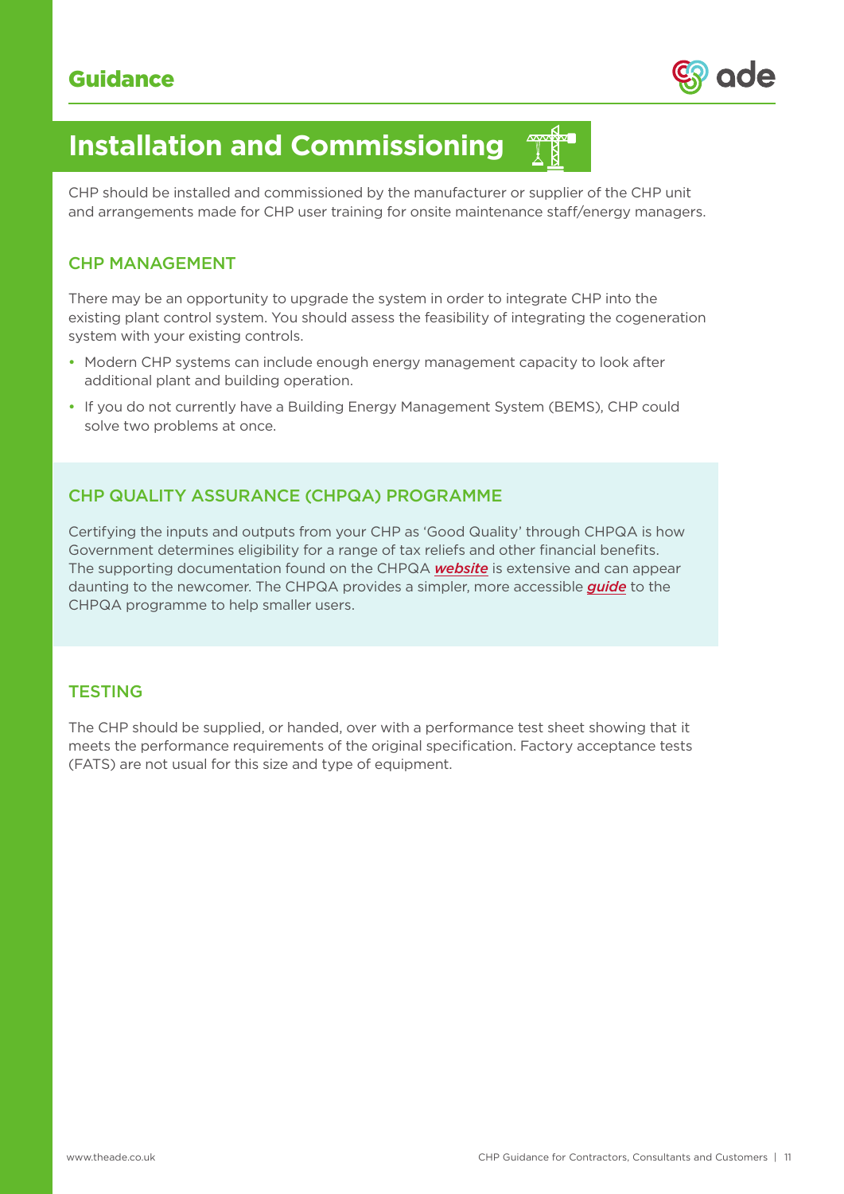# Installation and Commissioning

CHP should be installed and commissioned by the manufacturer or supplier of the CHP unit and arrangements made for CHP user training for onsite maintenance staff/energy managers.

## CHP MANAGEMENT

There may be an opportunity to upgrade the system in order to integrate CHP into the existing plant control system. You should assess the feasibility of integrating the cogeneration system with your existing controls.

- Modern CHP systems can include enough energy management capacity to look after additional plant and building operation.
- If you do not currently have a Building Energy Management System (BEMS), CHP could solve two problems at once.

## CHP QUALITY ASSURANCE (CHPQA) PROGRAMME

Certifying the inputs and outputs from your CHP as 'Good Quality' through CHPQA is how Government determines eligibility for a range of tax reliefs and other financial benefits. The supporting documentation found on the CHPQA ***website*** is extensive and can appear daunting to the newcomer. The CHPQA provides a simpler, more accessible ***guide*** to the CHPQA programme to help smaller users.

## TESTING

The CHP should be supplied, or handed, over with a performance test sheet showing that it meets the performance requirements of the original specification. Factory acceptance tests (FATS) are not usual for this size and type of equipment.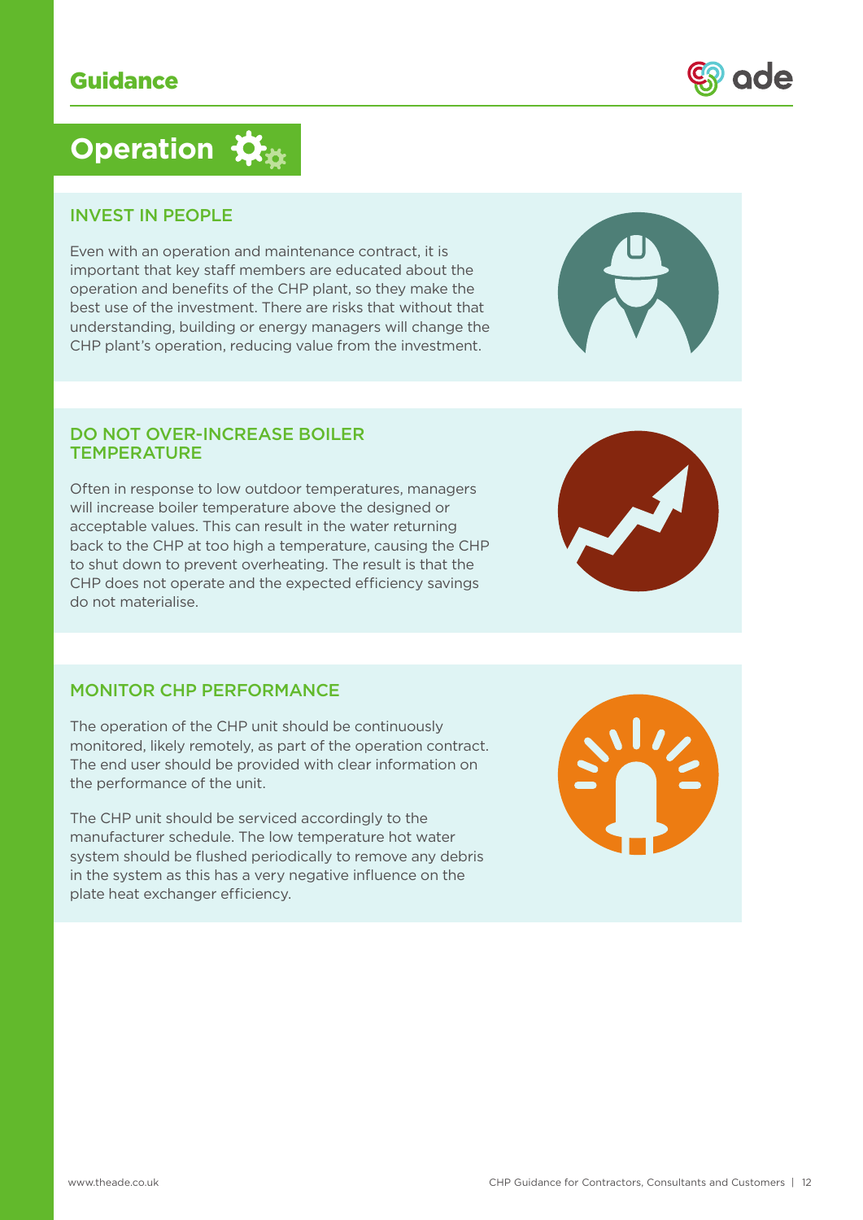# Operation

## INVEST IN PEOPLE

Even with an operation and maintenance contract, it is important that key staff members are educated about the operation and benefits of the CHP plant, so they make the best use of the investment. There are risks that without that understanding, building or energy managers will change the CHP plant's operation, reducing value from the investment.

## DO NOT OVER-INCREASE BOILER TEMPERATURE

Often in response to low outdoor temperatures, managers will increase boiler temperature above the designed or acceptable values. This can result in the water returning back to the CHP at too high a temperature, causing the CHP to shut down to prevent overheating. The result is that the CHP does not operate and the expected efficiency savings do not materialise.

## MONITOR CHP PERFORMANCE

The operation of the CHP unit should be continuously monitored, likely remotely, as part of the operation contract. The end user should be provided with clear information on the performance of the unit.

The CHP unit should be serviced accordingly to the manufacturer schedule. The low temperature hot water system should be flushed periodically to remove any debris in the system as this has a very negative influence on the plate heat exchanger efficiency.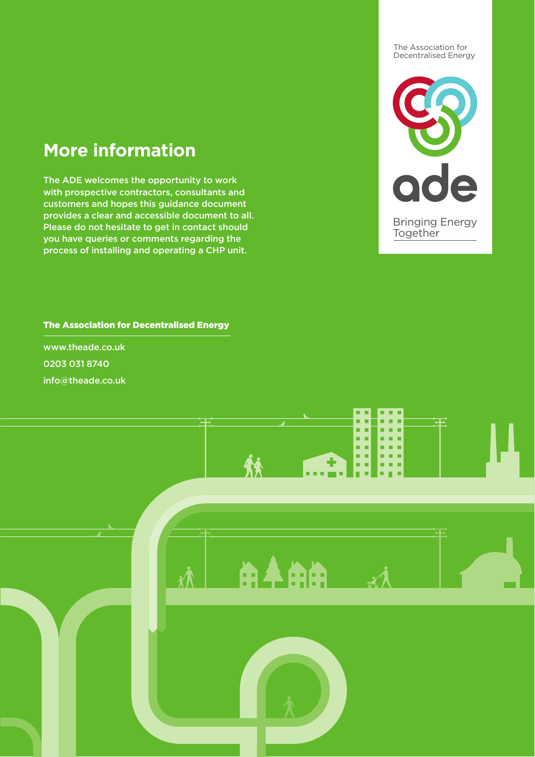The Association for Decentralised Energy

ade

Bringing Energy Together

## More information

The ADE welcomes the opportunity to work with prospective contractors, consultants and customers and hopes this guidance document provides a clear and accessible document to all. Please do not hesitate to get in contact should you have queries or comments regarding the process of installing and operating a CHP unit.

**The Association for Decentralised Energy**

www.theade.co.uk

0203 031 8740

info@theade.co.uk